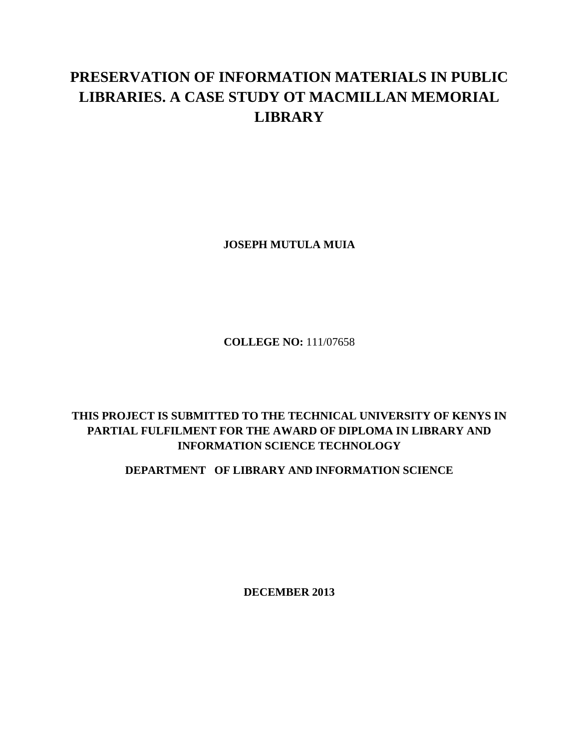# PRESERVATION OF INFORMATION MATERIALS IN PUBLIC LIBRARIES. A CASE STUDY OT MACMILLAN MEMORIAL LIBRARY

**JOSEPH MUTULA MUIA**

**COLLEGE NO:** 111/07658

**THIS PROJECT IS SUBMITTED TO THE TECHNICAL UNIVERSITY OF KENYS IN PARTIAL FULFILMENT FOR THE AWARD OF DIPLOMA IN LIBRARY AND INFORMATION SCIENCE TECHNOLOGY**

**DEPARTMENT OF LIBRARY AND INFORMATION SCIENCE**

**DECEMBER 2013**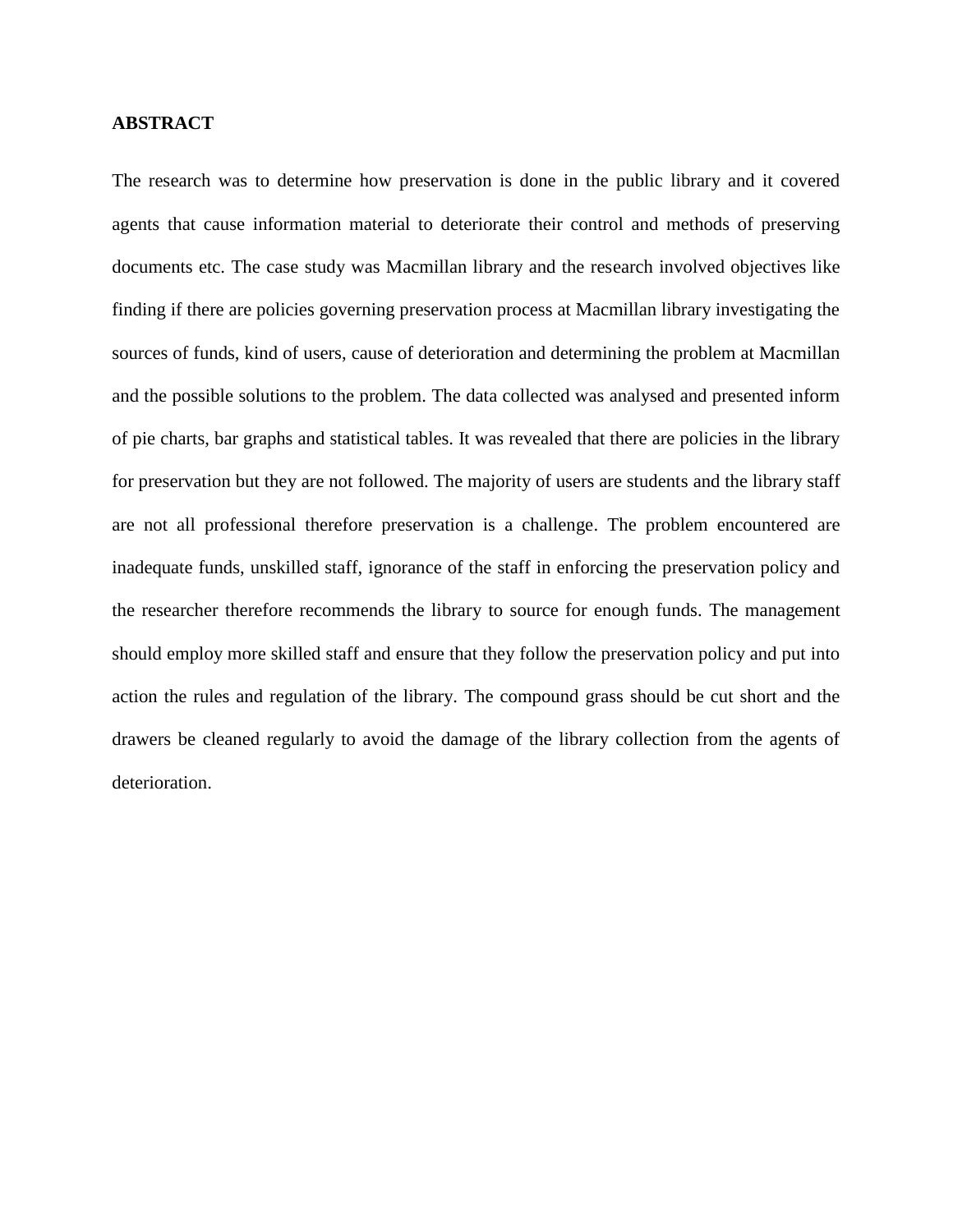**ABSTRACT**

The research was to determine how preservation is done in the public library and it covered agents that cause information material to deteriorate their control and methods of preserving documents etc. The case study was Macmillan library and the research involved objectives like finding if there are policies governing preservation process at Macmillan library investigating the sources of funds, kind of users, cause of deterioration and determining the problem at Macmillan and the possible solutions to the problem. The data collected was analysed and presented inform of pie charts, bar graphs and statistical tables. It was revealed that there are policies in the library for preservation but they are not followed. The majority of users are students and the library staff are not all professional therefore preservation is a challenge. The problem encountered are inadequate funds, unskilled staff, ignorance of the staff in enforcing the preservation policy and the researcher therefore recommends the library to source for enough funds. The management should employ more skilled staff and ensure that they follow the preservation policy and put into action the rules and regulation of the library. The compound grass should be cut short and the drawers be cleaned regularly to avoid the damage of the library collection from the agents of deterioration.